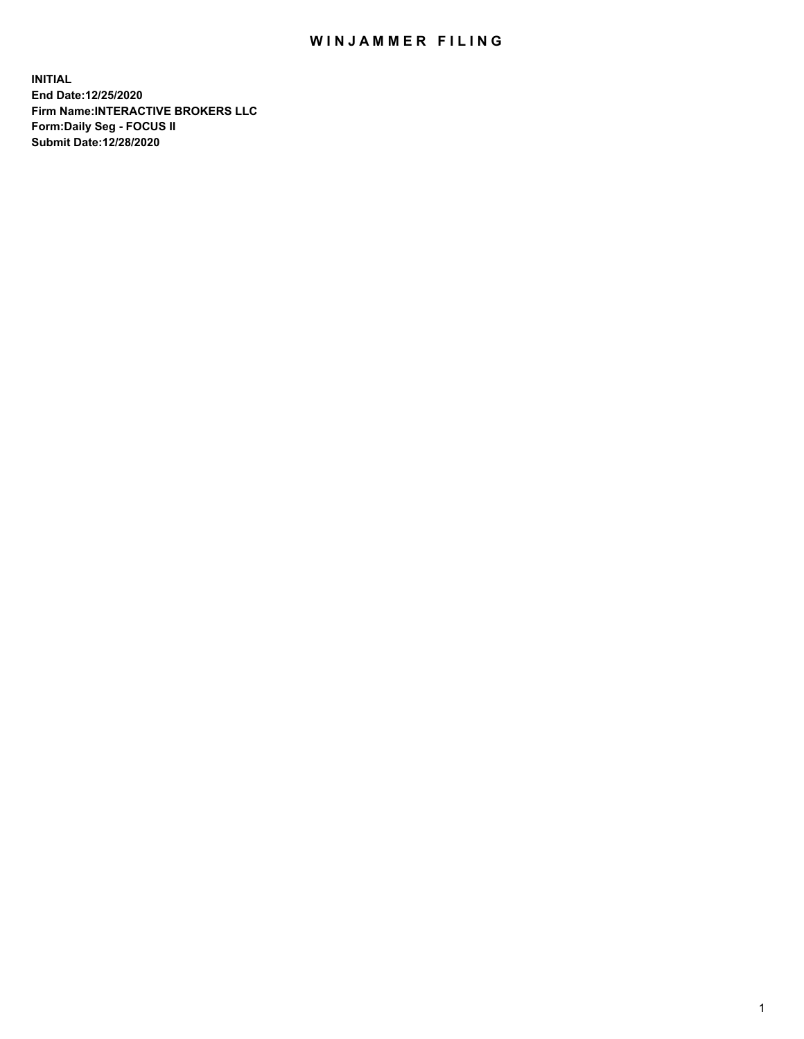# WINJAMMER FILING

**INITIAL**
**End Date:12/25/2020**
**Firm Name:INTERACTIVE BROKERS LLC**
**Form:Daily Seg - FOCUS II**
**Submit Date:12/28/2020**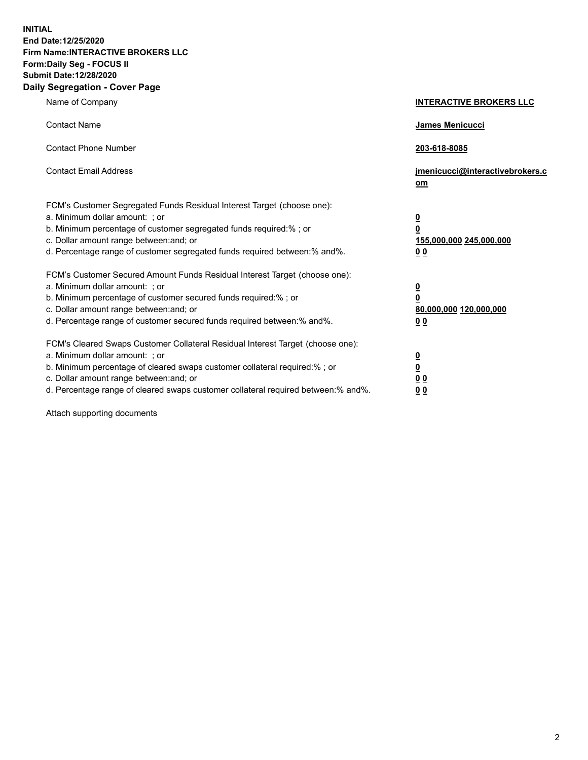**INITIAL**
**End Date:12/25/2020**
**Firm Name:INTERACTIVE BROKERS LLC**
**Form:Daily Seg - FOCUS II**
**Submit Date:12/28/2020**

## Daily Segregation - Cover Page

| | |
|---|---|
| Name of Company | **INTERACTIVE BROKERS LLC** |
| Contact Name | **James Menicucci** |
| Contact Phone Number | **203-618-8085** |
| Contact Email Address | **jmenicucci@interactivebrokers.com** |

| | |
|---|---|
| FCM's Customer Segregated Funds Residual Interest Target (choose one): | |
| a. Minimum dollar amount: ; or | **0** |
| b. Minimum percentage of customer segregated funds required:% ; or | **0** |
| c. Dollar amount range between:and; or | **155,000,000 245,000,000** |
| d. Percentage range of customer segregated funds required between:% and%. | **0 0** |
| FCM's Customer Secured Amount Funds Residual Interest Target (choose one): | |
| a. Minimum dollar amount: ; or | **0** |
| b. Minimum percentage of customer secured funds required:% ; or | **0** |
| c. Dollar amount range between:and; or | **80,000,000 120,000,000** |
| d. Percentage range of customer secured funds required between:% and%. | **0 0** |
| FCM's Cleared Swaps Customer Collateral Residual Interest Target (choose one): | |
| a. Minimum dollar amount: ; or | **0** |
| b. Minimum percentage of cleared swaps customer collateral required:% ; or | **0** |
| c. Dollar amount range between:and; or | **0 0** |
| d. Percentage range of cleared swaps customer collateral required between:% and%. | **0 0** |

Attach supporting documents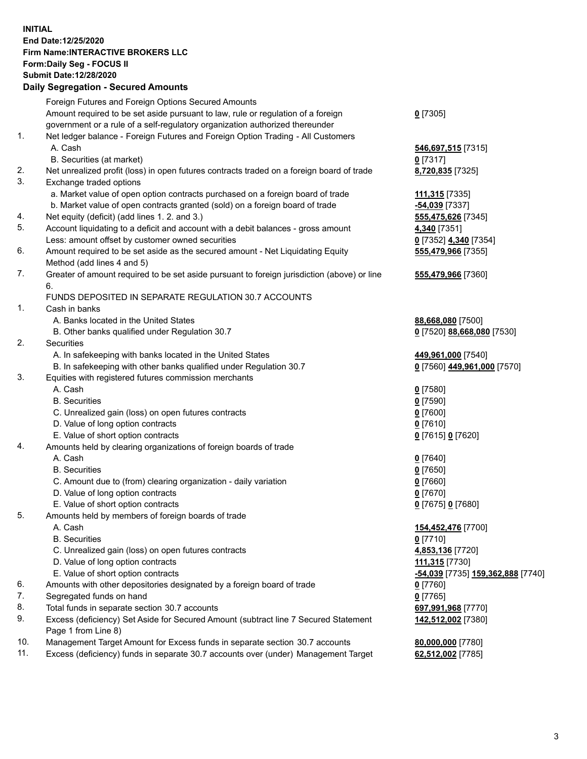**INITIAL**
**End Date:12/25/2020**
**Firm Name:INTERACTIVE BROKERS LLC**
**Form:Daily Seg - FOCUS II**
**Submit Date:12/28/2020**

## Daily Segregation - Secured Amounts

| | | |
|---|---|---|
| | Foreign Futures and Foreign Options Secured Amounts | |
| | Amount required to be set aside pursuant to law, rule or regulation of a foreign government or a rule of a self-regulatory organization authorized thereunder | **0** [7305] |
| 1. | Net ledger balance - Foreign Futures and Foreign Option Trading - All Customers | |
| | A. Cash | **546,697,515** [7315] |
| | B. Securities (at market) | **0** [7317] |
| 2. | Net unrealized profit (loss) in open futures contracts traded on a foreign board of trade | **8,720,835** [7325] |
| 3. | Exchange traded options | |
| | a. Market value of open option contracts purchased on a foreign board of trade | **111,315** [7335] |
| | b. Market value of open contracts granted (sold) on a foreign board of trade | **-54,039** [7337] |
| 4. | Net equity (deficit) (add lines 1. 2. and 3.) | **555,475,626** [7345] |
| 5. | Account liquidating to a deficit and account with a debit balances - gross amount | **4,340** [7351] |
| | Less: amount offset by customer owned securities | **0** [7352] **4,340** [7354] |
| 6. | Amount required to be set aside as the secured amount - Net Liquidating Equity Method (add lines 4 and 5) | **555,479,966** [7355] |
| 7. | Greater of amount required to be set aside pursuant to foreign jurisdiction (above) or line 6. | **555,479,966** [7360] |
| | FUNDS DEPOSITED IN SEPARATE REGULATION 30.7 ACCOUNTS | |
| 1. | Cash in banks | |
| | A. Banks located in the United States | **88,668,080** [7500] |
| | B. Other banks qualified under Regulation 30.7 | **0** [7520] **88,668,080** [7530] |
| 2. | Securities | |
| | A. In safekeeping with banks located in the United States | **449,961,000** [7540] |
| | B. In safekeeping with other banks qualified under Regulation 30.7 | **0** [7560] **449,961,000** [7570] |
| 3. | Equities with registered futures commission merchants | |
| | A. Cash | **0** [7580] |
| | B. Securities | **0** [7590] |
| | C. Unrealized gain (loss) on open futures contracts | **0** [7600] |
| | D. Value of long option contracts | **0** [7610] |
| | E. Value of short option contracts | **0** [7615] **0** [7620] |
| 4. | Amounts held by clearing organizations of foreign boards of trade | |
| | A. Cash | **0** [7640] |
| | B. Securities | **0** [7650] |
| | C. Amount due to (from) clearing organization - daily variation | **0** [7660] |
| | D. Value of long option contracts | **0** [7670] |
| | E. Value of short option contracts | **0** [7675] **0** [7680] |
| 5. | Amounts held by members of foreign boards of trade | |
| | A. Cash | **154,452,476** [7700] |
| | B. Securities | **0** [7710] |
| | C. Unrealized gain (loss) on open futures contracts | **4,853,136** [7720] |
| | D. Value of long option contracts | **111,315** [7730] |
| | E. Value of short option contracts | **-54,039** [7735] **159,362,888** [7740] |
| 6. | Amounts with other depositories designated by a foreign board of trade | **0** [7760] |
| 7. | Segregated funds on hand | **0** [7765] |
| 8. | Total funds in separate section 30.7 accounts | **697,991,968** [7770] |
| 9. | Excess (deficiency) Set Aside for Secured Amount (subtract line 7 Secured Statement Page 1 from Line 8) | **142,512,002** [7380] |
| 10. | Management Target Amount for Excess funds in separate section 30.7 accounts | **80,000,000** [7780] |
| 11. | Excess (deficiency) funds in separate 30.7 accounts over (under) Management Target | **62,512,002** [7785] |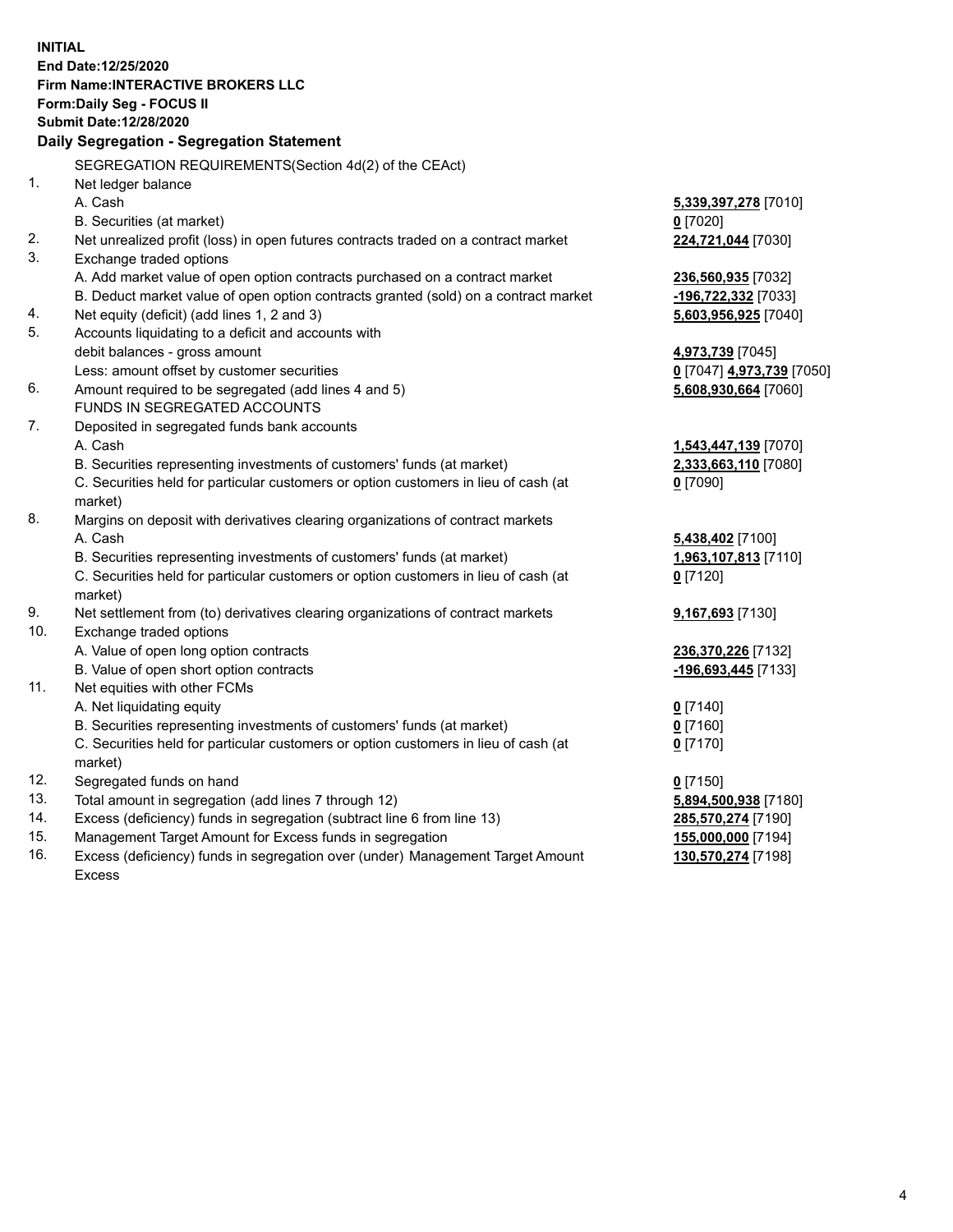**INITIAL**
**End Date:12/25/2020**
**Firm Name:INTERACTIVE BROKERS LLC**
**Form:Daily Seg - FOCUS II**
**Submit Date:12/28/2020**

## Daily Segregation - Segregation Statement

SEGREGATION REQUIREMENTS(Section 4d(2) of the CEAct)

| | | |
|---|---|---|
| 1. | Net ledger balance | |
| | A. Cash | **5,339,397,278** [7010] |
| | B. Securities (at market) | **0** [7020] |
| 2. | Net unrealized profit (loss) in open futures contracts traded on a contract market | **224,721,044** [7030] |
| 3. | Exchange traded options | |
| | A. Add market value of open option contracts purchased on a contract market | **236,560,935** [7032] |
| | B. Deduct market value of open option contracts granted (sold) on a contract market | **-196,722,332** [7033] |
| 4. | Net equity (deficit) (add lines 1, 2 and 3) | **5,603,956,925** [7040] |
| 5. | Accounts liquidating to a deficit and accounts with | |
| | debit balances - gross amount | **4,973,739** [7045] |
| | Less: amount offset by customer securities | **0** [7047] **4,973,739** [7050] |
| 6. | Amount required to be segregated (add lines 4 and 5) | **5,608,930,664** [7060] |
| | FUNDS IN SEGREGATED ACCOUNTS | |
| 7. | Deposited in segregated funds bank accounts | |
| | A. Cash | **1,543,447,139** [7070] |
| | B. Securities representing investments of customers' funds (at market) | **2,333,663,110** [7080] |
| | C. Securities held for particular customers or option customers in lieu of cash (at market) | **0** [7090] |
| 8. | Margins on deposit with derivatives clearing organizations of contract markets | |
| | A. Cash | **5,438,402** [7100] |
| | B. Securities representing investments of customers' funds (at market) | **1,963,107,813** [7110] |
| | C. Securities held for particular customers or option customers in lieu of cash (at market) | **0** [7120] |
| 9. | Net settlement from (to) derivatives clearing organizations of contract markets | **9,167,693** [7130] |
| 10. | Exchange traded options | |
| | A. Value of open long option contracts | **236,370,226** [7132] |
| | B. Value of open short option contracts | **-196,693,445** [7133] |
| 11. | Net equities with other FCMs | |
| | A. Net liquidating equity | **0** [7140] |
| | B. Securities representing investments of customers' funds (at market) | **0** [7160] |
| | C. Securities held for particular customers or option customers in lieu of cash (at market) | **0** [7170] |
| 12. | Segregated funds on hand | **0** [7150] |
| 13. | Total amount in segregation (add lines 7 through 12) | **5,894,500,938** [7180] |
| 14. | Excess (deficiency) funds in segregation (subtract line 6 from line 13) | **285,570,274** [7190] |
| 15. | Management Target Amount for Excess funds in segregation | **155,000,000** [7194] |
| 16. | Excess (deficiency) funds in segregation over (under) Management Target Amount Excess | **130,570,274** [7198] |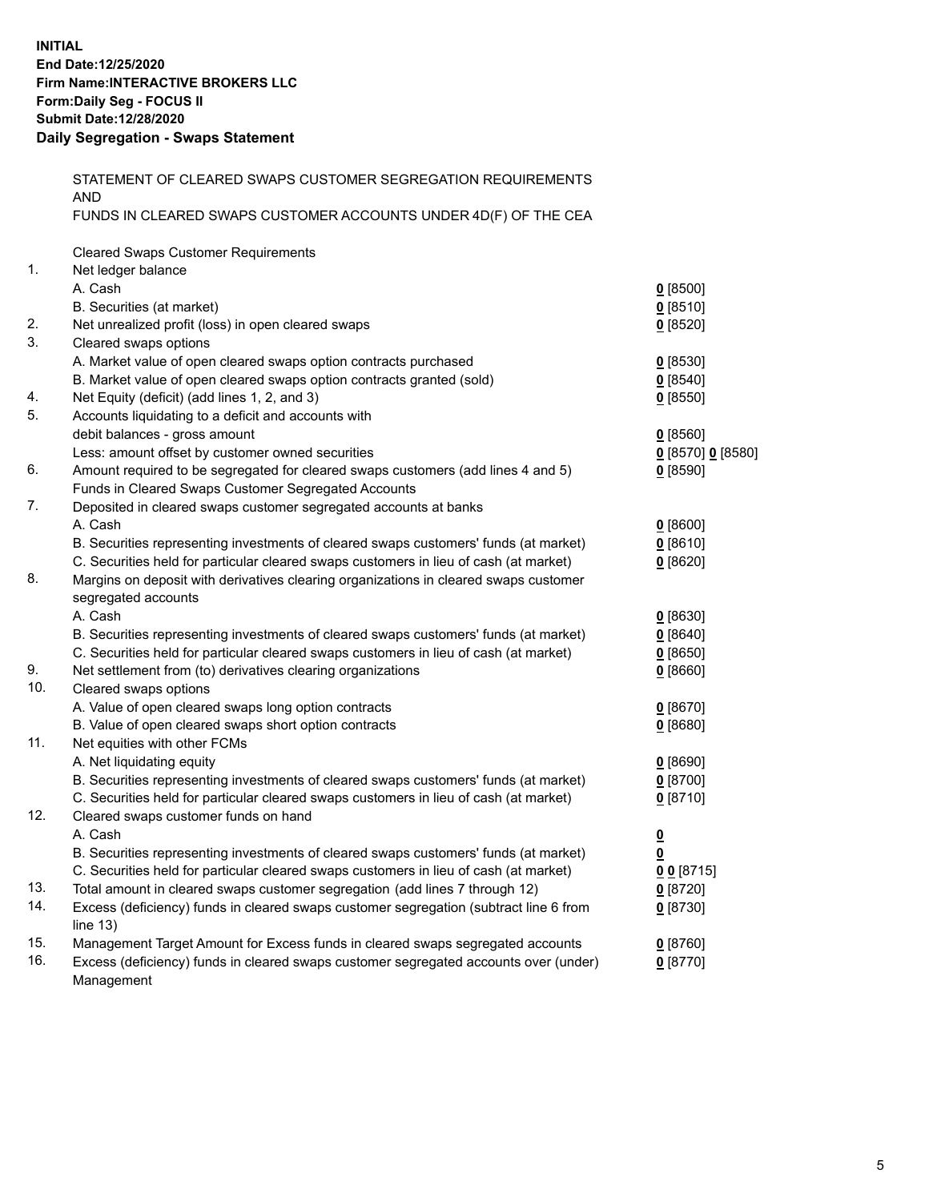**INITIAL**
**End Date:12/25/2020**
**Firm Name:INTERACTIVE BROKERS LLC**
**Form:Daily Seg - FOCUS II**
**Submit Date:12/28/2020**
**Daily Segregation - Swaps Statement**

STATEMENT OF CLEARED SWAPS CUSTOMER SEGREGATION REQUIREMENTS AND FUNDS IN CLEARED SWAPS CUSTOMER ACCOUNTS UNDER 4D(F) OF THE CEA

| | | |
|---|---|---|
| | Cleared Swaps Customer Requirements | |
| 1. | Net ledger balance | |
| | A. Cash | 0 [8500] |
| | B. Securities (at market) | 0 [8510] |
| 2. | Net unrealized profit (loss) in open cleared swaps | 0 [8520] |
| 3. | Cleared swaps options | |
| | A. Market value of open cleared swaps option contracts purchased | 0 [8530] |
| | B. Market value of open cleared swaps option contracts granted (sold) | 0 [8540] |
| 4. | Net Equity (deficit) (add lines 1, 2, and 3) | 0 [8550] |
| 5. | Accounts liquidating to a deficit and accounts with | |
| | debit balances - gross amount | 0 [8560] |
| | Less: amount offset by customer owned securities | 0 [8570] 0 [8580] |
| 6. | Amount required to be segregated for cleared swaps customers (add lines 4 and 5) | 0 [8590] |
| | Funds in Cleared Swaps Customer Segregated Accounts | |
| 7. | Deposited in cleared swaps customer segregated accounts at banks | |
| | A. Cash | 0 [8600] |
| | B. Securities representing investments of cleared swaps customers' funds (at market) | 0 [8610] |
| | C. Securities held for particular cleared swaps customers in lieu of cash (at market) | 0 [8620] |
| 8. | Margins on deposit with derivatives clearing organizations in cleared swaps customer segregated accounts | |
| | A. Cash | 0 [8630] |
| | B. Securities representing investments of cleared swaps customers' funds (at market) | 0 [8640] |
| | C. Securities held for particular cleared swaps customers in lieu of cash (at market) | 0 [8650] |
| 9. | Net settlement from (to) derivatives clearing organizations | 0 [8660] |
| 10. | Cleared swaps options | |
| | A. Value of open cleared swaps long option contracts | 0 [8670] |
| | B. Value of open cleared swaps short option contracts | 0 [8680] |
| 11. | Net equities with other FCMs | |
| | A. Net liquidating equity | 0 [8690] |
| | B. Securities representing investments of cleared swaps customers' funds (at market) | 0 [8700] |
| | C. Securities held for particular cleared swaps customers in lieu of cash (at market) | 0 [8710] |
| 12. | Cleared swaps customer funds on hand | |
| | A. Cash | 0 |
| | B. Securities representing investments of cleared swaps customers' funds (at market) | 0 |
| | C. Securities held for particular cleared swaps customers in lieu of cash (at market) | 0 0 [8715] |
| 13. | Total amount in cleared swaps customer segregation (add lines 7 through 12) | 0 [8720] |
| 14. | Excess (deficiency) funds in cleared swaps customer segregation (subtract line 6 from line 13) | 0 [8730] |
| 15. | Management Target Amount for Excess funds in cleared swaps segregated accounts | 0 [8760] |
| 16. | Excess (deficiency) funds in cleared swaps customer segregated accounts over (under) Management | 0 [8770] |